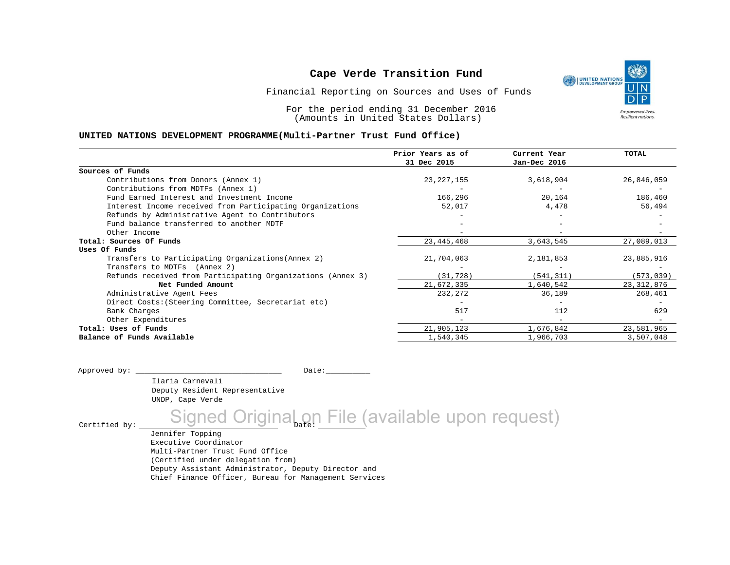# Cape Verde Transition Fund

Financial Reporting on Sources and Uses of Funds

For the period ending 31 December 2016
(Amounts in United States Dollars)

**UNITED NATIONS DEVELOPMENT PROGRAMME(Multi-Partner Trust Fund Office)**

| | Prior Years as of 31 Dec 2015 | Current Year Jan-Dec 2016 | TOTAL |
|---|---|---|---|
| **Sources of Funds** | | | |
| Contributions from Donors (Annex 1) | 23,227,155 | 3,618,904 | 26,846,059 |
| Contributions from MDTFs (Annex 1) | - | - | - |
| Fund Earned Interest and Investment Income | 166,296 | 20,164 | 186,460 |
| Interest Income received from Participating Organizations | 52,017 | 4,478 | 56,494 |
| Refunds by Administrative Agent to Contributors | - | - | - |
| Fund balance transferred to another MDTF | - | - | - |
| Other Income | - | - | - |
| **Total: Sources Of Funds** | 23,445,468 | 3,643,545 | 27,089,013 |
| **Uses Of Funds** | | | |
| Transfers to Participating Organizations(Annex 2) | 21,704,063 | 2,181,853 | 23,885,916 |
| Transfers to MDTFs (Annex 2) | - | - | - |
| Refunds received from Participating Organizations (Annex 3) | (31,728) | (541,311) | (573,039) |
| **Net Funded Amount** | 21,672,335 | 1,640,542 | 23,312,876 |
| Administrative Agent Fees | 232,272 | 36,189 | 268,461 |
| Direct Costs:(Steering Committee, Secretariat etc) | - | - | - |
| Bank Charges | 517 | 112 | 629 |
| Other Expenditures | - | - | - |
| **Total: Uses of Funds** | 21,905,123 | 1,676,842 | 23,581,965 |
| **Balance of Funds Available** | 1,540,345 | 1,966,703 | 3,507,048 |

Approved by: ______________________________ Date:__________

Ilaria Carnevali
Deputy Resident Representative
UNDP, Cape Verde

Signed Original on File (available upon request)

Certified by: ______________________________ Date:__________

Jennifer Topping
Executive Coordinator
Multi-Partner Trust Fund Office
(Certified under delegation from)
Deputy Assistant Administrator, Deputy Director and
Chief Finance Officer, Bureau for Management Services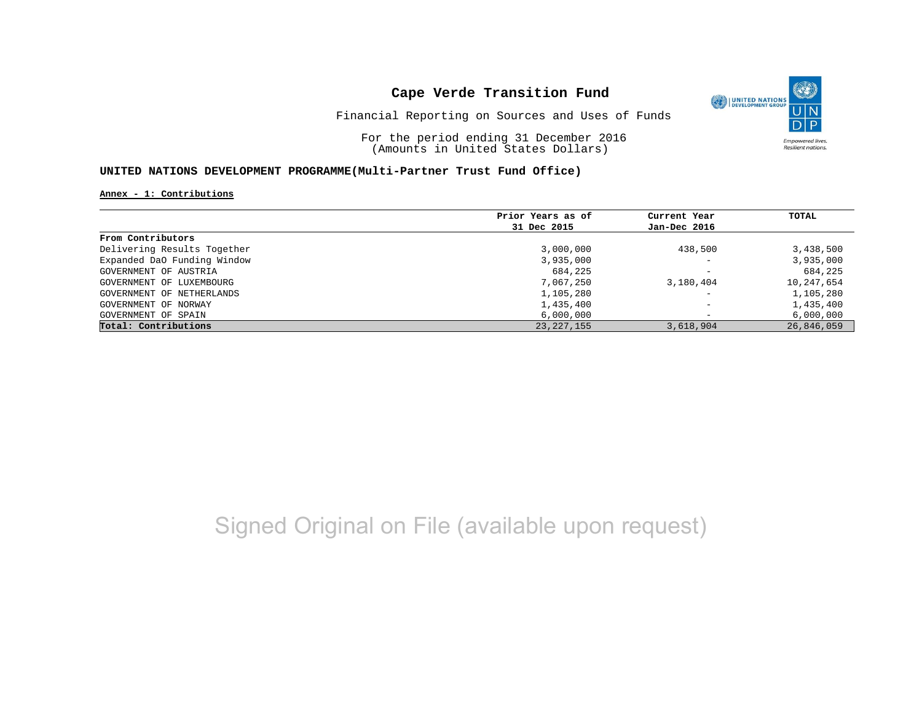# Cape Verde Transition Fund

Financial Reporting on Sources and Uses of Funds

For the period ending 31 December 2016
(Amounts in United States Dollars)

**UNITED NATIONS DEVELOPMENT PROGRAMME(Multi-Partner Trust Fund Office)**

**Annex - 1: Contributions**

| | Prior Years as of 31 Dec 2015 | Current Year Jan-Dec 2016 | TOTAL |
|---|---|---|---|
| **From Contributors** | | | |
| Delivering Results Together | 3,000,000 | 438,500 | 3,438,500 |
| Expanded DaO Funding Window | 3,935,000 | - | 3,935,000 |
| GOVERNMENT OF AUSTRIA | 684,225 | - | 684,225 |
| GOVERNMENT OF LUXEMBOURG | 7,067,250 | 3,180,404 | 10,247,654 |
| GOVERNMENT OF NETHERLANDS | 1,105,280 | - | 1,105,280 |
| GOVERNMENT OF NORWAY | 1,435,400 | - | 1,435,400 |
| GOVERNMENT OF SPAIN | 6,000,000 | - | 6,000,000 |
| **Total: Contributions** | 23,227,155 | 3,618,904 | 26,846,059 |

Signed Original on File (available upon request)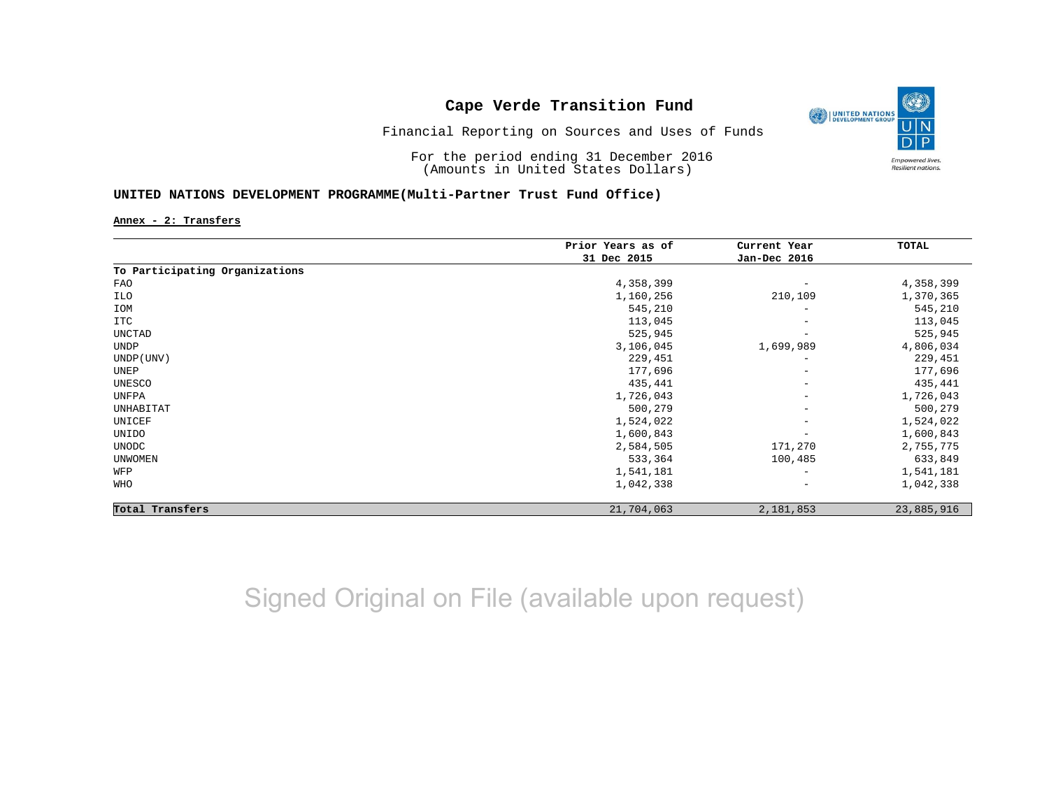# Cape Verde Transition Fund

Financial Reporting on Sources and Uses of Funds

For the period ending 31 December 2016
(Amounts in United States Dollars)

**UNITED NATIONS DEVELOPMENT PROGRAMME(Multi-Partner Trust Fund Office)**

Annex - 2: Transfers

| | Prior Years as of 31 Dec 2015 | Current Year Jan-Dec 2016 | TOTAL |
|---|---|---|---|
| **To Participating Organizations** | | | |
| FAO | 4,358,399 | - | 4,358,399 |
| ILO | 1,160,256 | 210,109 | 1,370,365 |
| IOM | 545,210 | - | 545,210 |
| ITC | 113,045 | - | 113,045 |
| UNCTAD | 525,945 | - | 525,945 |
| UNDP | 3,106,045 | 1,699,989 | 4,806,034 |
| UNDP(UNV) | 229,451 | - | 229,451 |
| UNEP | 177,696 | - | 177,696 |
| UNESCO | 435,441 | - | 435,441 |
| UNFPA | 1,726,043 | - | 1,726,043 |
| UNHABITAT | 500,279 | - | 500,279 |
| UNICEF | 1,524,022 | - | 1,524,022 |
| UNIDO | 1,600,843 | - | 1,600,843 |
| UNODC | 2,584,505 | 171,270 | 2,755,775 |
| UNWOMEN | 533,364 | 100,485 | 633,849 |
| WFP | 1,541,181 | - | 1,541,181 |
| WHO | 1,042,338 | - | 1,042,338 |
| **Total Transfers** | 21,704,063 | 2,181,853 | 23,885,916 |

Signed Original on File (available upon request)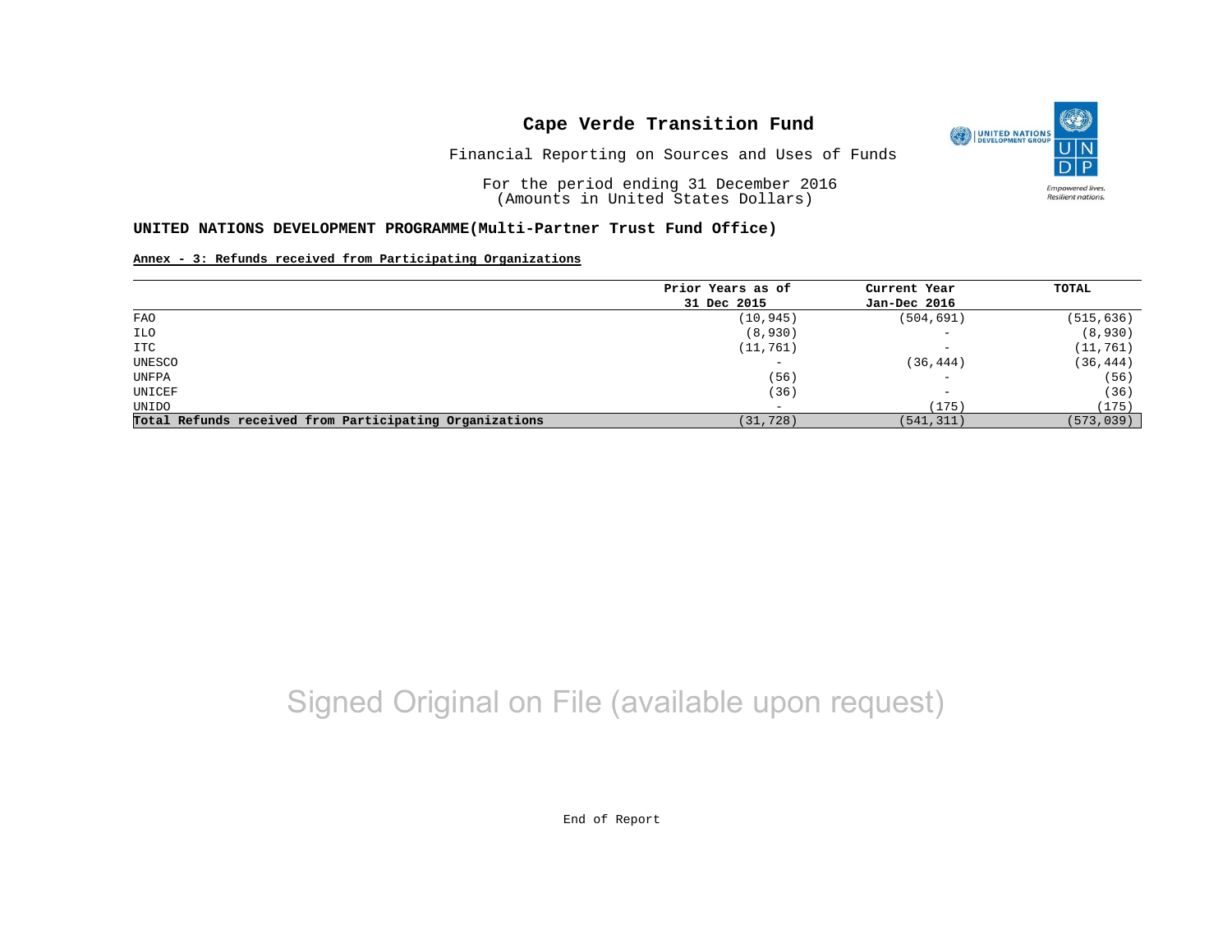# Cape Verde Transition Fund

Financial Reporting on Sources and Uses of Funds

For the period ending 31 December 2016
(Amounts in United States Dollars)

## UNITED NATIONS DEVELOPMENT PROGRAMME(Multi-Partner Trust Fund Office)

**Annex - 3: Refunds received from Participating Organizations**

| | Prior Years as of 31 Dec 2015 | Current Year Jan-Dec 2016 | TOTAL |
|---|---|---|---|
| FAO | (10,945) | (504,691) | (515,636) |
| ILO | (8,930) | - | (8,930) |
| ITC | (11,761) | - | (11,761) |
| UNESCO | - | (36,444) | (36,444) |
| UNFPA | (56) | - | (56) |
| UNICEF | (36) | - | (36) |
| UNIDO | - | (175) | (175) |
| **Total Refunds received from Participating Organizations** | (31,728) | (541,311) | (573,039) |

Signed Original on File (available upon request)

End of Report